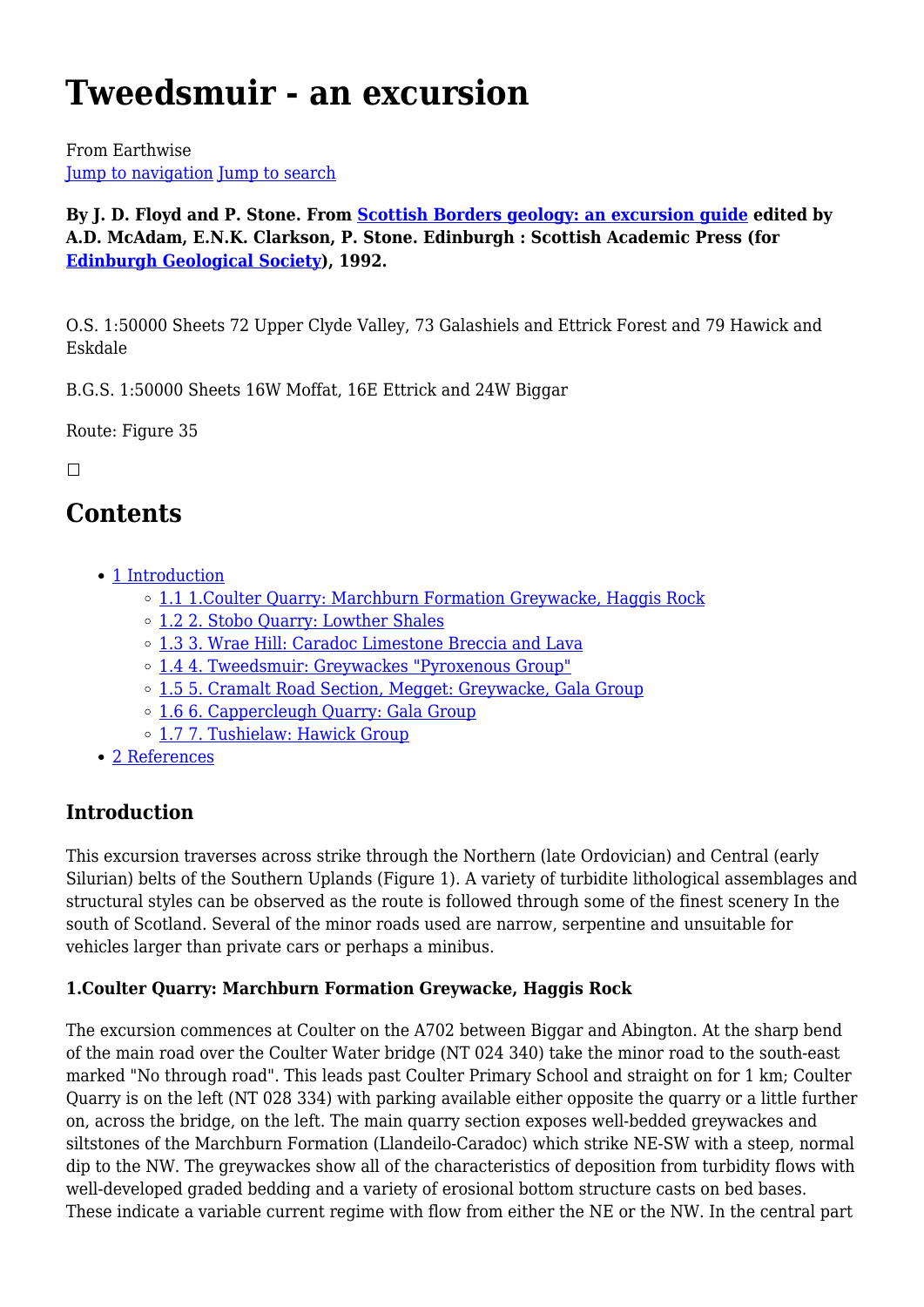# Tweedsmuir - an excursion

From Earthwise
Jump to navigation Jump to search

**By J. D. Floyd and P. Stone. From Scottish Borders geology: an excursion guide edited by A.D. McAdam, E.N.K. Clarkson, P. Stone. Edinburgh : Scottish Academic Press (for Edinburgh Geological Society), 1992.**

O.S. 1:50000 Sheets 72 Upper Clyde Valley, 73 Galashiels and Ettrick Forest and 79 Hawick and Eskdale

B.G.S. 1:50000 Sheets 16W Moffat, 16E Ettrick and 24W Biggar

Route: Figure 35

## Contents

- 1 Introduction
  - 1.1 1.Coulter Quarry: Marchburn Formation Greywacke, Haggis Rock
  - 1.2 2. Stobo Quarry: Lowther Shales
  - 1.3 3. Wrae Hill: Caradoc Limestone Breccia and Lava
  - 1.4 4. Tweedsmuir: Greywackes "Pyroxenous Group"
  - 1.5 5. Cramalt Road Section, Megget: Greywacke, Gala Group
  - 1.6 6. Cappercleugh Quarry: Gala Group
  - 1.7 7. Tushielaw: Hawick Group
- 2 References

## Introduction

This excursion traverses across strike through the Northern (late Ordovician) and Central (early Silurian) belts of the Southern Uplands (Figure 1). A variety of turbidite lithological assemblages and structural styles can be observed as the route is followed through some of the finest scenery In the south of Scotland. Several of the minor roads used are narrow, serpentine and unsuitable for vehicles larger than private cars or perhaps a minibus.

### 1.Coulter Quarry: Marchburn Formation Greywacke, Haggis Rock

The excursion commences at Coulter on the A702 between Biggar and Abington. At the sharp bend of the main road over the Coulter Water bridge (NT 024 340) take the minor road to the south-east marked "No through road". This leads past Coulter Primary School and straight on for 1 km; Coulter Quarry is on the left (NT 028 334) with parking available either opposite the quarry or a little further on, across the bridge, on the left. The main quarry section exposes well-bedded greywackes and siltstones of the Marchburn Formation (Llandeilo-Caradoc) which strike NE-SW with a steep, normal dip to the NW. The greywackes show all of the characteristics of deposition from turbidity flows with well-developed graded bedding and a variety of erosional bottom structure casts on bed bases. These indicate a variable current regime with flow from either the NE or the NW. In the central part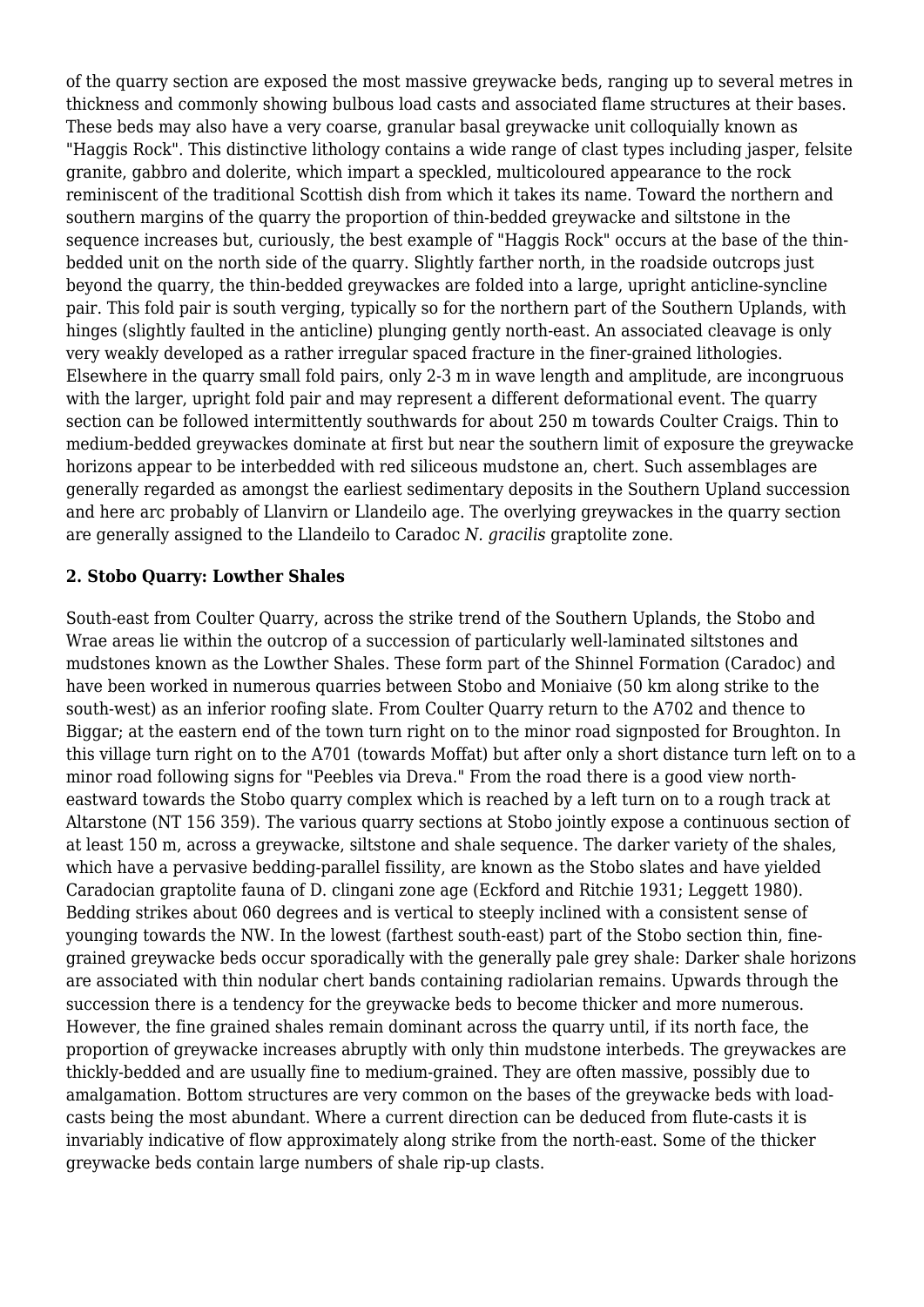of the quarry section are exposed the most massive greywacke beds, ranging up to several metres in thickness and commonly showing bulbous load casts and associated flame structures at their bases. These beds may also have a very coarse, granular basal greywacke unit colloquially known as "Haggis Rock". This distinctive lithology contains a wide range of clast types including jasper, felsite granite, gabbro and dolerite, which impart a speckled, multicoloured appearance to the rock reminiscent of the traditional Scottish dish from which it takes its name. Toward the northern and southern margins of the quarry the proportion of thin-bedded greywacke and siltstone in the sequence increases but, curiously, the best example of "Haggis Rock" occurs at the base of the thin-bedded unit on the north side of the quarry. Slightly farther north, in the roadside outcrops just beyond the quarry, the thin-bedded greywackes are folded into a large, upright anticline-syncline pair. This fold pair is south verging, typically so for the northern part of the Southern Uplands, with hinges (slightly faulted in the anticline) plunging gently north-east. An associated cleavage is only very weakly developed as a rather irregular spaced fracture in the finer-grained lithologies. Elsewhere in the quarry small fold pairs, only 2-3 m in wave length and amplitude, are incongruous with the larger, upright fold pair and may represent a different deformational event. The quarry section can be followed intermittently southwards for about 250 m towards Coulter Craigs. Thin to medium-bedded greywackes dominate at first but near the southern limit of exposure the greywacke horizons appear to be interbedded with red siliceous mudstone an, chert. Such assemblages are generally regarded as amongst the earliest sedimentary deposits in the Southern Upland succession and here arc probably of Llanvirn or Llandeilo age. The overlying greywackes in the quarry section are generally assigned to the Llandeilo to Caradoc *N. gracilis* graptolite zone.

### 2. Stobo Quarry: Lowther Shales

South-east from Coulter Quarry, across the strike trend of the Southern Uplands, the Stobo and Wrae areas lie within the outcrop of a succession of particularly well-laminated siltstones and mudstones known as the Lowther Shales. These form part of the Shinnel Formation (Caradoc) and have been worked in numerous quarries between Stobo and Moniaive (50 km along strike to the south-west) as an inferior roofing slate. From Coulter Quarry return to the A702 and thence to Biggar; at the eastern end of the town turn right on to the minor road signposted for Broughton. In this village turn right on to the A701 (towards Moffat) but after only a short distance turn left on to a minor road following signs for "Peebles via Dreva." From the road there is a good view north-eastward towards the Stobo quarry complex which is reached by a left turn on to a rough track at Altarstone (NT 156 359). The various quarry sections at Stobo jointly expose a continuous section of at least 150 m, across a greywacke, siltstone and shale sequence. The darker variety of the shales, which have a pervasive bedding-parallel fissility, are known as the Stobo slates and have yielded Caradocian graptolite fauna of D. clingani zone age (Eckford and Ritchie 1931; Leggett 1980). Bedding strikes about 060 degrees and is vertical to steeply inclined with a consistent sense of younging towards the NW. In the lowest (farthest south-east) part of the Stobo section thin, fine-grained greywacke beds occur sporadically with the generally pale grey shale: Darker shale horizons are associated with thin nodular chert bands containing radiolarian remains. Upwards through the succession there is a tendency for the greywacke beds to become thicker and more numerous. However, the fine grained shales remain dominant across the quarry until, if its north face, the proportion of greywacke increases abruptly with only thin mudstone interbeds. The greywackes are thickly-bedded and are usually fine to medium-grained. They are often massive, possibly due to amalgamation. Bottom structures are very common on the bases of the greywacke beds with load-casts being the most abundant. Where a current direction can be deduced from flute-casts it is invariably indicative of flow approximately along strike from the north-east. Some of the thicker greywacke beds contain large numbers of shale rip-up clasts.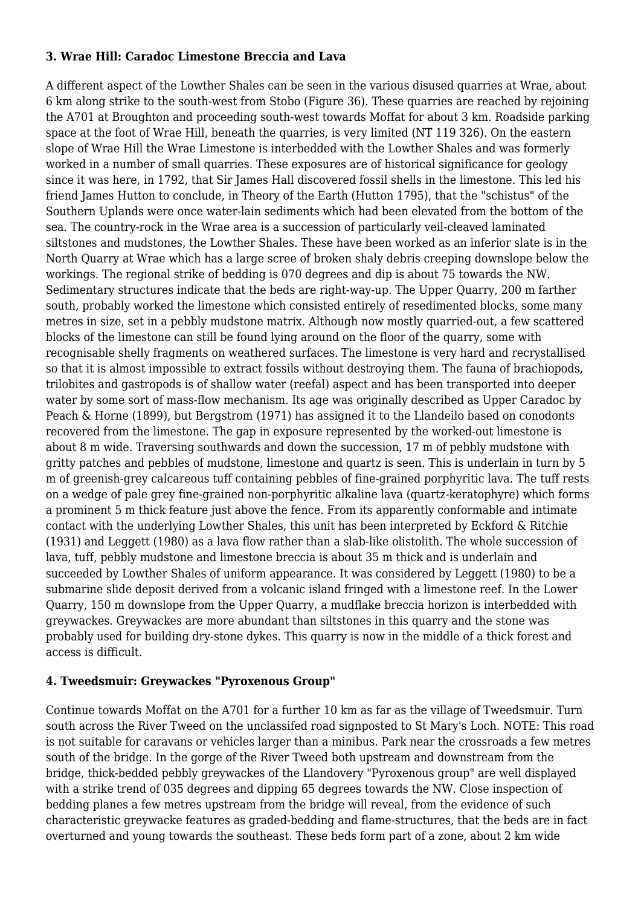### 3. Wrae Hill: Caradoc Limestone Breccia and Lava

A different aspect of the Lowther Shales can be seen in the various disused quarries at Wrae, about 6 km along strike to the south-west from Stobo (Figure 36). These quarries are reached by rejoining the A701 at Broughton and proceeding south-west towards Moffat for about 3 km. Roadside parking space at the foot of Wrae Hill, beneath the quarries, is very limited (NT 119 326). On the eastern slope of Wrae Hill the Wrae Limestone is interbedded with the Lowther Shales and was formerly worked in a number of small quarries. These exposures are of historical significance for geology since it was here, in 1792, that Sir James Hall discovered fossil shells in the limestone. This led his friend James Hutton to conclude, in Theory of the Earth (Hutton 1795), that the "schistus" of the Southern Uplands were once water-lain sediments which had been elevated from the bottom of the sea. The country-rock in the Wrae area is a succession of particularly veil-cleaved laminated siltstones and mudstones, the Lowther Shales. These have been worked as an inferior slate is in the North Quarry at Wrae which has a large scree of broken shaly debris creeping downslope below the workings. The regional strike of bedding is 070 degrees and dip is about 75 towards the NW. Sedimentary structures indicate that the beds are right-way-up. The Upper Quarry, 200 m farther south, probably worked the limestone which consisted entirely of resedimented blocks, some many metres in size, set in a pebbly mudstone matrix. Although now mostly quarried-out, a few scattered blocks of the limestone can still be found lying around on the floor of the quarry, some with recognisable shelly fragments on weathered surfaces. The limestone is very hard and recrystallised so that it is almost impossible to extract fossils without destroying them. The fauna of brachiopods, trilobites and gastropods is of shallow water (reefal) aspect and has been transported into deeper water by some sort of mass-flow mechanism. Its age was originally described as Upper Caradoc by Peach & Horne (1899), but Bergstrom (1971) has assigned it to the Llandeilo based on conodonts recovered from the limestone. The gap in exposure represented by the worked-out limestone is about 8 m wide. Traversing southwards and down the succession, 17 m of pebbly mudstone with gritty patches and pebbles of mudstone, limestone and quartz is seen. This is underlain in turn by 5 m of greenish-grey calcareous tuff containing pebbles of fine-grained porphyritic lava. The tuff rests on a wedge of pale grey fine-grained non-porphyritic alkaline lava (quartz-keratophyre) which forms a prominent 5 m thick feature just above the fence. From its apparently conformable and intimate contact with the underlying Lowther Shales, this unit has been interpreted by Eckford & Ritchie (1931) and Leggett (1980) as a lava flow rather than a slab-like olistolith. The whole succession of lava, tuff, pebbly mudstone and limestone breccia is about 35 m thick and is underlain and succeeded by Lowther Shales of uniform appearance. It was considered by Leggett (1980) to be a submarine slide deposit derived from a volcanic island fringed with a limestone reef. In the Lower Quarry, 150 m downslope from the Upper Quarry, a mudflake breccia horizon is interbedded with greywackes. Greywackes are more abundant than siltstones in this quarry and the stone was probably used for building dry-stone dykes. This quarry is now in the middle of a thick forest and access is difficult.

### 4. Tweedsmuir: Greywackes "Pyroxenous Group"

Continue towards Moffat on the A701 for a further 10 km as far as the village of Tweedsmuir. Turn south across the River Tweed on the unclassifed road signposted to St Mary's Loch. NOTE: This road is not suitable for caravans or vehicles larger than a minibus. Park near the crossroads a few metres south of the bridge. In the gorge of the River Tweed both upstream and downstream from the bridge, thick-bedded pebbly greywackes of the Llandovery "Pyroxenous group" are well displayed with a strike trend of 035 degrees and dipping 65 degrees towards the NW. Close inspection of bedding planes a few metres upstream from the bridge will reveal, from the evidence of such characteristic greywacke features as graded-bedding and flame-structures, that the beds are in fact overturned and young towards the southeast. These beds form part of a zone, about 2 km wide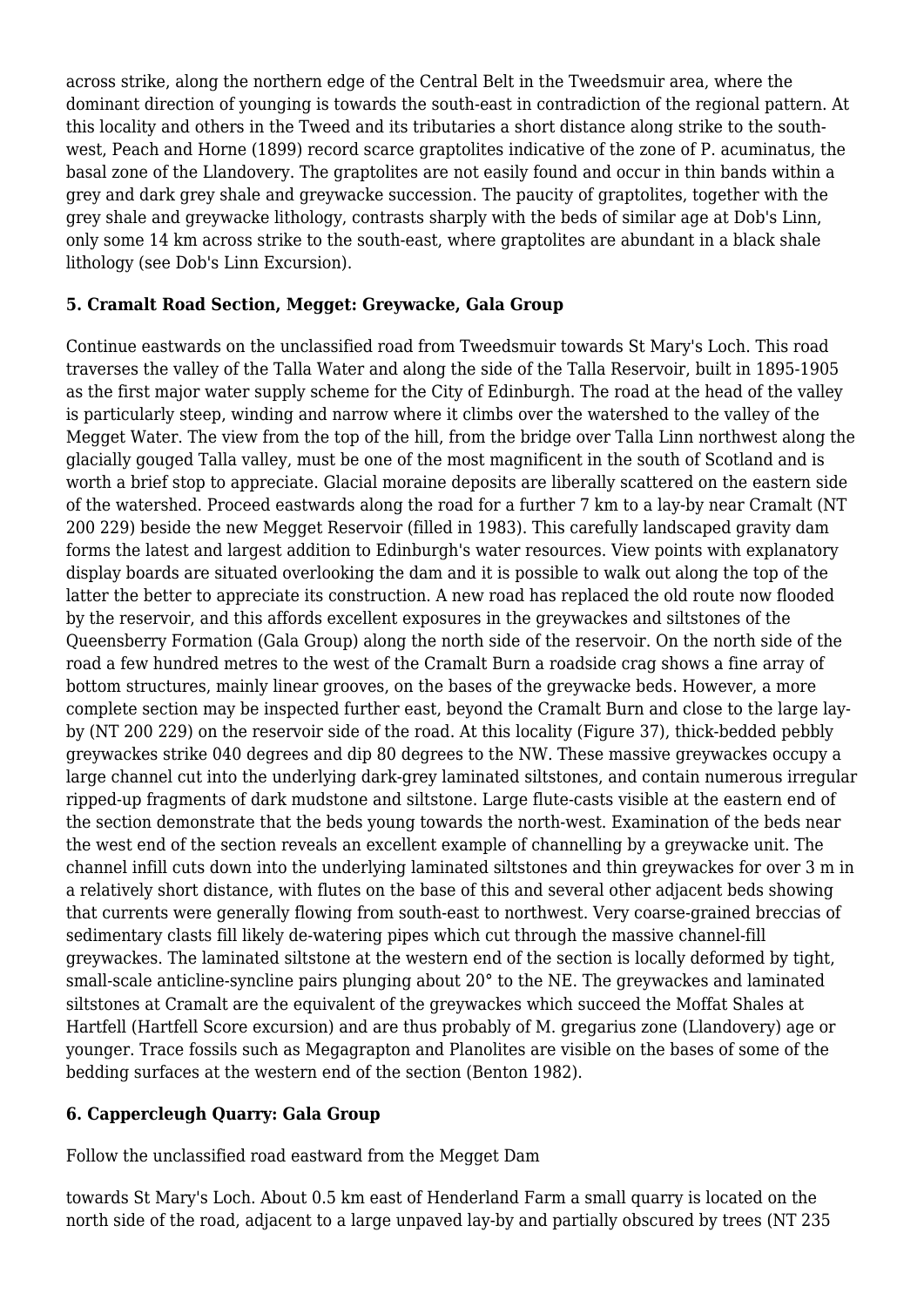across strike, along the northern edge of the Central Belt in the Tweedsmuir area, where the dominant direction of younging is towards the south-east in contradiction of the regional pattern. At this locality and others in the Tweed and its tributaries a short distance along strike to the south-west, Peach and Horne (1899) record scarce graptolites indicative of the zone of P. acuminatus, the basal zone of the Llandovery. The graptolites are not easily found and occur in thin bands within a grey and dark grey shale and greywacke succession. The paucity of graptolites, together with the grey shale and greywacke lithology, contrasts sharply with the beds of similar age at Dob's Linn, only some 14 km across strike to the south-east, where graptolites are abundant in a black shale lithology (see Dob's Linn Excursion).

**5. Cramalt Road Section, Megget: Greywacke, Gala Group**

Continue eastwards on the unclassified road from Tweedsmuir towards St Mary's Loch. This road traverses the valley of the Talla Water and along the side of the Talla Reservoir, built in 1895-1905 as the first major water supply scheme for the City of Edinburgh. The road at the head of the valley is particularly steep, winding and narrow where it climbs over the watershed to the valley of the Megget Water. The view from the top of the hill, from the bridge over Talla Linn northwest along the glacially gouged Talla valley, must be one of the most magnificent in the south of Scotland and is worth a brief stop to appreciate. Glacial moraine deposits are liberally scattered on the eastern side of the watershed. Proceed eastwards along the road for a further 7 km to a lay-by near Cramalt (NT 200 229) beside the new Megget Reservoir (filled in 1983). This carefully landscaped gravity dam forms the latest and largest addition to Edinburgh's water resources. View points with explanatory display boards are situated overlooking the dam and it is possible to walk out along the top of the latter the better to appreciate its construction. A new road has replaced the old route now flooded by the reservoir, and this affords excellent exposures in the greywackes and siltstones of the Queensberry Formation (Gala Group) along the north side of the reservoir. On the north side of the road a few hundred metres to the west of the Cramalt Burn a roadside crag shows a fine array of bottom structures, mainly linear grooves, on the bases of the greywacke beds. However, a more complete section may be inspected further east, beyond the Cramalt Burn and close to the large lay-by (NT 200 229) on the reservoir side of the road. At this locality (Figure 37), thick-bedded pebbly greywackes strike 040 degrees and dip 80 degrees to the NW. These massive greywackes occupy a large channel cut into the underlying dark-grey laminated siltstones, and contain numerous irregular ripped-up fragments of dark mudstone and siltstone. Large flute-casts visible at the eastern end of the section demonstrate that the beds young towards the north-west. Examination of the beds near the west end of the section reveals an excellent example of channelling by a greywacke unit. The channel infill cuts down into the underlying laminated siltstones and thin greywackes for over 3 m in a relatively short distance, with flutes on the base of this and several other adjacent beds showing that currents were generally flowing from south-east to northwest. Very coarse-grained breccias of sedimentary clasts fill likely de-watering pipes which cut through the massive channel-fill greywackes. The laminated siltstone at the western end of the section is locally deformed by tight, small-scale anticline-syncline pairs plunging about 20° to the NE. The greywackes and laminated siltstones at Cramalt are the equivalent of the greywackes which succeed the Moffat Shales at Hartfell (Hartfell Score excursion) and are thus probably of M. gregarius zone (Llandovery) age or younger. Trace fossils such as Megagrapton and Planolites are visible on the bases of some of the bedding surfaces at the western end of the section (Benton 1982).

**6. Cappercleugh Quarry: Gala Group**

Follow the unclassified road eastward from the Megget Dam

towards St Mary's Loch. About 0.5 km east of Henderland Farm a small quarry is located on the north side of the road, adjacent to a large unpaved lay-by and partially obscured by trees (NT 235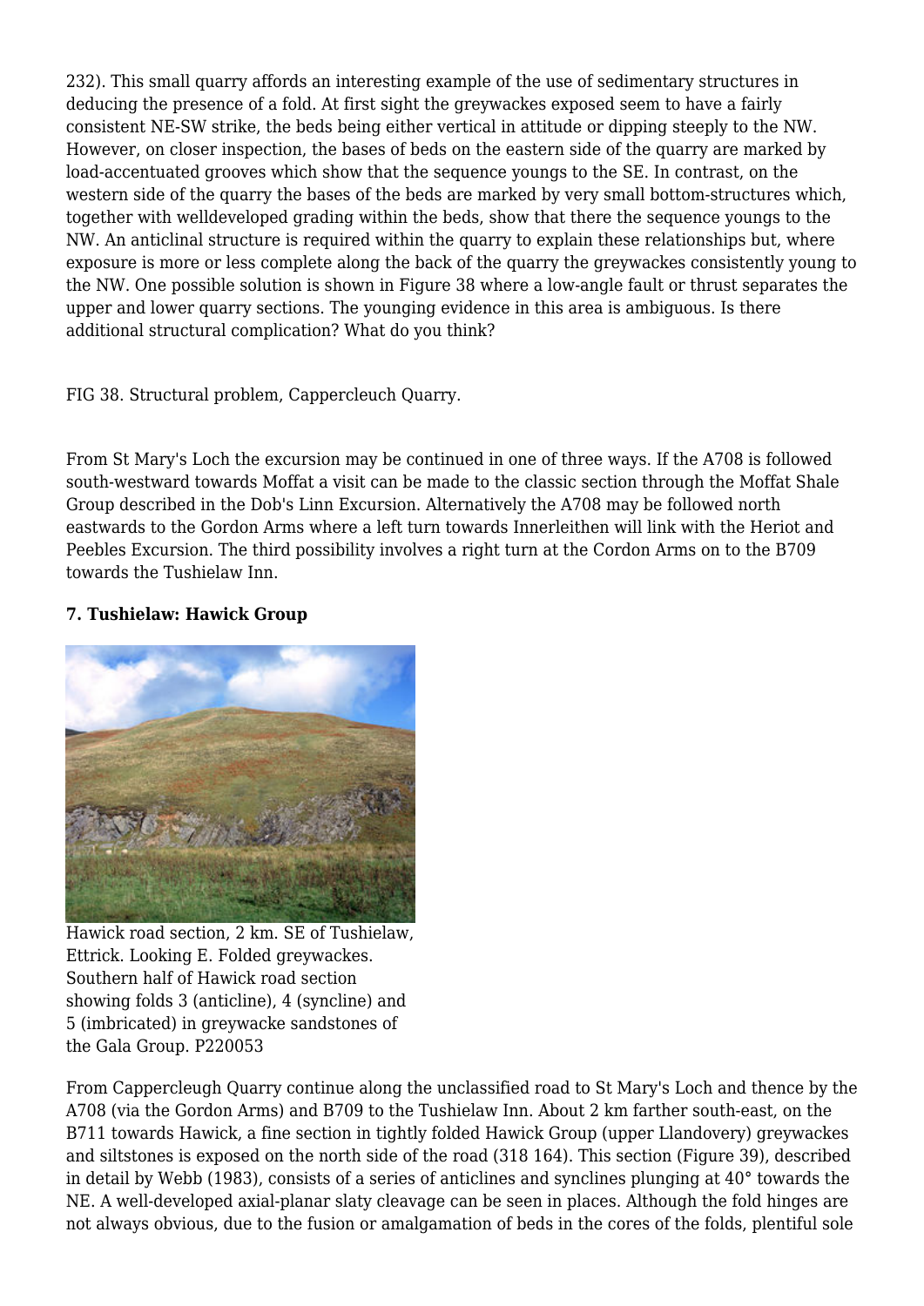232). This small quarry affords an interesting example of the use of sedimentary structures in deducing the presence of a fold. At first sight the greywackes exposed seem to have a fairly consistent NE-SW strike, the beds being either vertical in attitude or dipping steeply to the NW. However, on closer inspection, the bases of beds on the eastern side of the quarry are marked by load-accentuated grooves which show that the sequence youngs to the SE. In contrast, on the western side of the quarry the bases of the beds are marked by very small bottom-structures which, together with welldeveloped grading within the beds, show that there the sequence youngs to the NW. An anticlinal structure is required within the quarry to explain these relationships but, where exposure is more or less complete along the back of the quarry the greywackes consistently young to the NW. One possible solution is shown in Figure 38 where a low-angle fault or thrust separates the upper and lower quarry sections. The younging evidence in this area is ambiguous. Is there additional structural complication? What do you think?

FIG 38. Structural problem, Cappercleuch Quarry.

From St Mary's Loch the excursion may be continued in one of three ways. If the A708 is followed south-westward towards Moffat a visit can be made to the classic section through the Moffat Shale Group described in the Dob's Linn Excursion. Alternatively the A708 may be followed north eastwards to the Gordon Arms where a left turn towards Innerleithen will link with the Heriot and Peebles Excursion. The third possibility involves a right turn at the Cordon Arms on to the B709 towards the Tushielaw Inn.

### 7. Tushielaw: Hawick Group

Hawick road section, 2 km. SE of Tushielaw, Ettrick. Looking E. Folded greywackes. Southern half of Hawick road section showing folds 3 (anticline), 4 (syncline) and 5 (imbricated) in greywacke sandstones of the Gala Group. P220053

From Cappercleugh Quarry continue along the unclassified road to St Mary's Loch and thence by the A708 (via the Gordon Arms) and B709 to the Tushielaw Inn. About 2 km farther south-east, on the B711 towards Hawick, a fine section in tightly folded Hawick Group (upper Llandovery) greywackes and siltstones is exposed on the north side of the road (318 164). This section (Figure 39), described in detail by Webb (1983), consists of a series of anticlines and synclines plunging at 40° towards the NE. A well-developed axial-planar slaty cleavage can be seen in places. Although the fold hinges are not always obvious, due to the fusion or amalgamation of beds in the cores of the folds, plentiful sole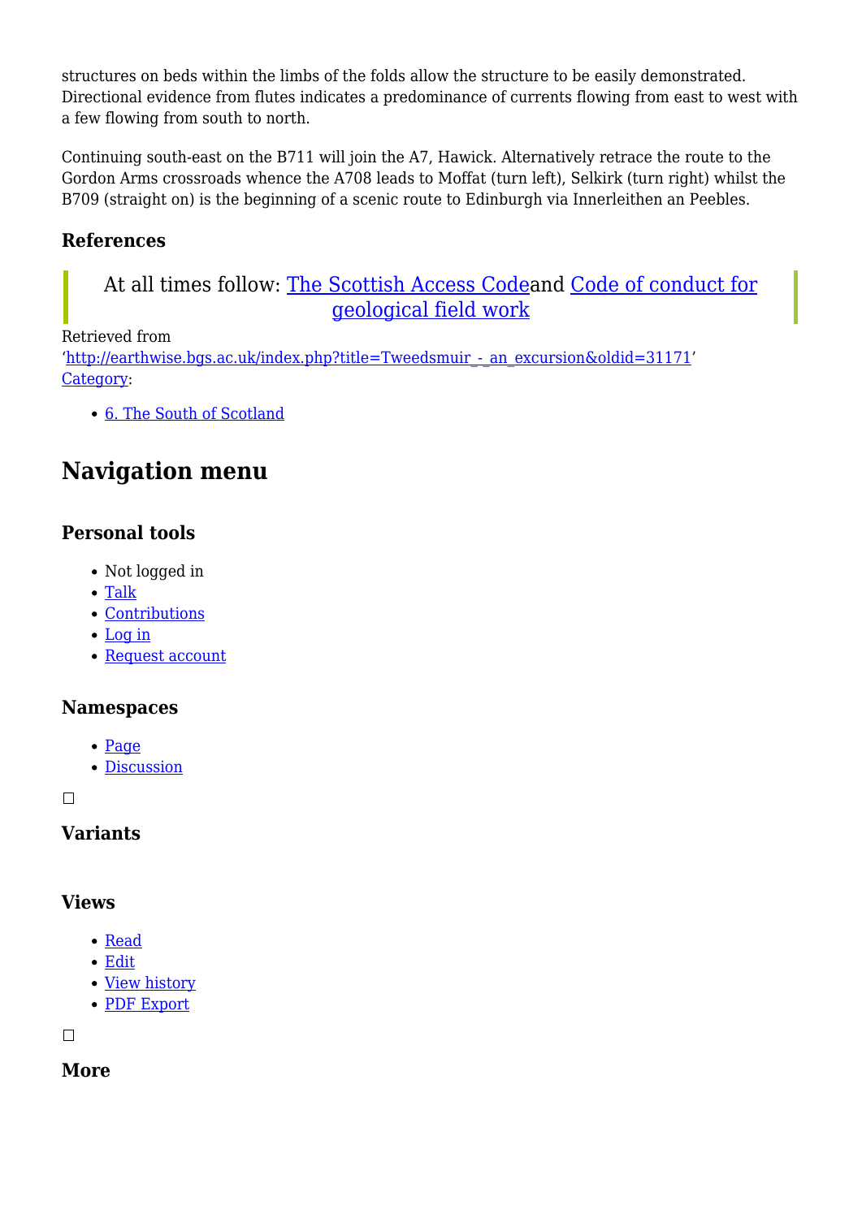structures on beds within the limbs of the folds allow the structure to be easily demonstrated. Directional evidence from flutes indicates a predominance of currents flowing from east to west with a few flowing from south to north.

Continuing south-east on the B711 will join the A7, Hawick. Alternatively retrace the route to the Gordon Arms crossroads whence the A708 leads to Moffat (turn left), Selkirk (turn right) whilst the B709 (straight on) is the beginning of a scenic route to Edinburgh via Innerleithen an Peebles.

### References

> At all times follow: The Scottish Access Codeand Code of conduct for geological field work

Retrieved from 'http://earthwise.bgs.ac.uk/index.php?title=Tweedsmuir_-_an_excursion&oldid=31171'
Category:

- 6. The South of Scotland

## Navigation menu

### Personal tools

- Not logged in
- Talk
- Contributions
- Log in
- Request account

### Namespaces

- Page
- Discussion

☐

### Variants

### Views

- Read
- Edit
- View history
- PDF Export

☐

### More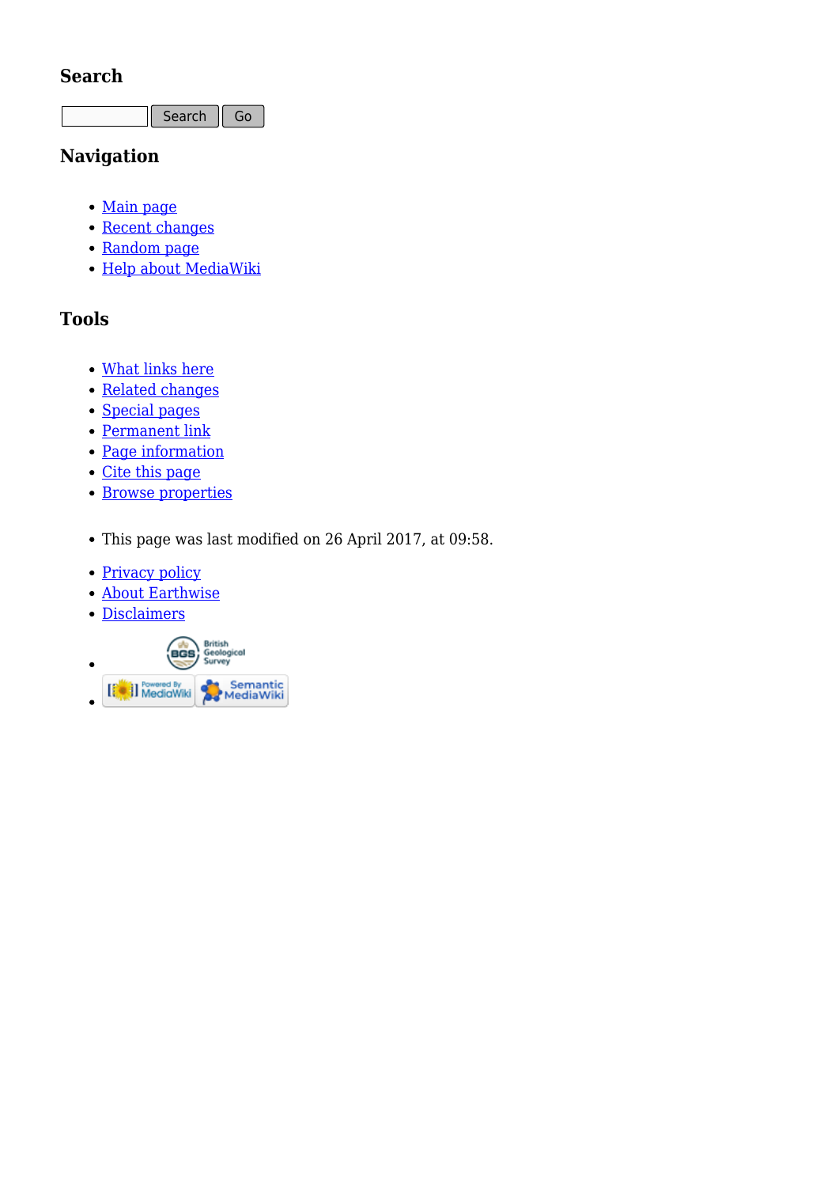### Search

Search Go

### Navigation

- Main page
- Recent changes
- Random page
- Help about MediaWiki

### Tools

- What links here
- Related changes
- Special pages
- Permanent link
- Page information
- Cite this page
- Browse properties

- This page was last modified on 26 April 2017, at 09:58.

- Privacy policy
- About Earthwise
- Disclaimers